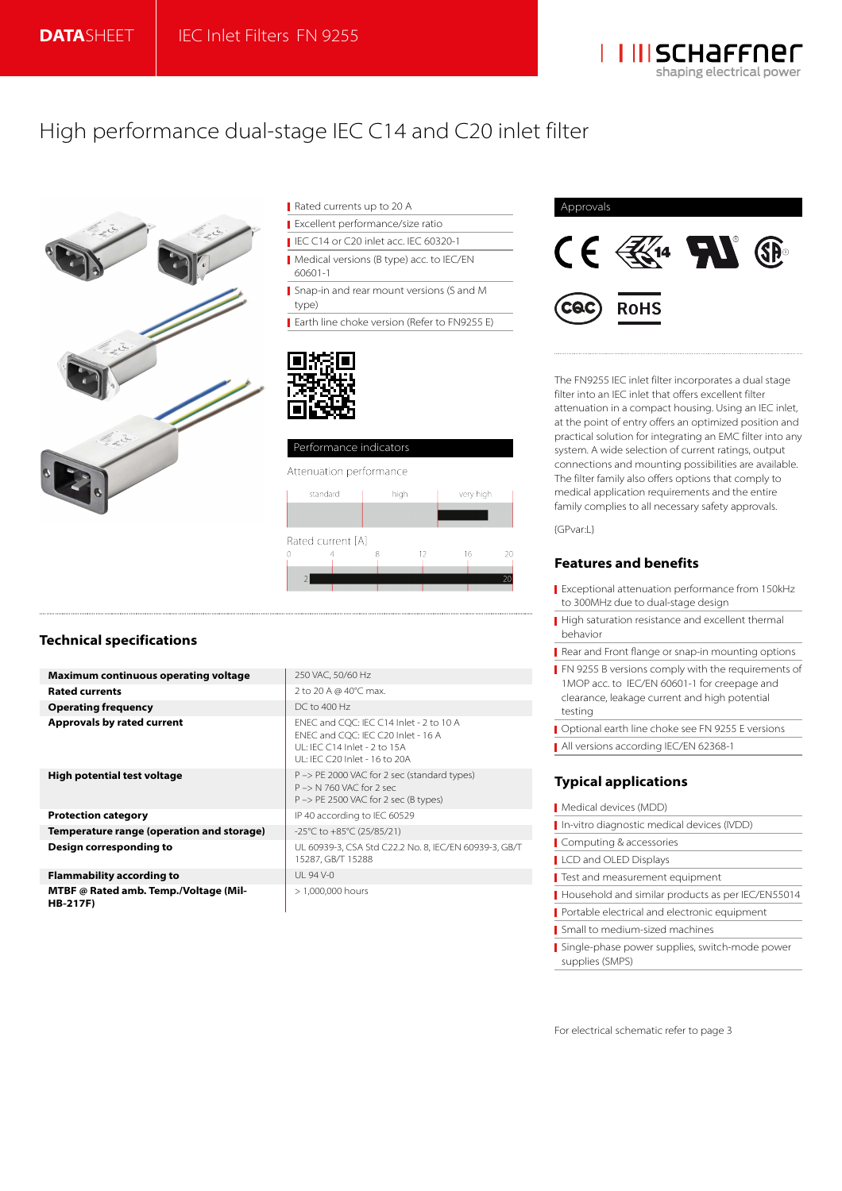DATASHEET | IEC Inlet Filters FN 9255

# High performance dual-stage IEC C14 and C20 inlet filter

- Rated currents up to 20 A
- Excellent performance/size ratio
- IEC C14 or C20 inlet acc. IEC 60320-1
- Medical versions (B type) acc. to IEC/EN 60601-1
- Snap-in and rear mount versions (S and M type)
- Earth line choke version (Refer to FN9255 E)

### Performance indicators

Attenuation performance

standard | high | very high

Rated current [A]

0 | 4 | 8 | 12 | 16 | 20

2 – 20

### Approvals

The FN9255 IEC inlet filter incorporates a dual stage filter into an IEC inlet that offers excellent filter attenuation in a compact housing. Using an IEC inlet, at the point of entry offers an optimized position and practical solution for integrating an EMC filter into any system. A wide selection of current ratings, output connections and mounting possibilities are available. The filter family also offers options that comply to medical application requirements and the entire family complies to all necessary safety approvals.

{GPvar:L}

## Technical specifications

| | |
|---|---|
| **Maximum continuous operating voltage** | 250 VAC, 50/60 Hz |
| **Rated currents** | 2 to 20 A @ 40°C max. |
| **Operating frequency** | DC to 400 Hz |
| **Approvals by rated current** | ENEC and CQC: IEC C14 Inlet - 2 to 10 A<br>ENEC and CQC: IEC C20 Inlet - 16 A<br>UL: IEC C14 Inlet - 2 to 15A<br>UL: IEC C20 Inlet - 16 to 20A |
| **High potential test voltage** | P –> PE 2000 VAC for 2 sec (standard types)<br>P –> N 760 VAC for 2 sec<br>P –> PE 2500 VAC for 2 sec (B types) |
| **Protection category** | IP 40 according to IEC 60529 |
| **Temperature range (operation and storage)** | -25°C to +85°C (25/85/21) |
| **Design corresponding to** | UL 60939-3, CSA Std C22.2 No. 8, IEC/EN 60939-3, GB/T 15287, GB/T 15288 |
| **Flammability according to** | UL 94 V-0 |
| **MTBF @ Rated amb. Temp./Voltage (Mil-HB-217F)** | > 1,000,000 hours |

## Features and benefits

- Exceptional attenuation performance from 150kHz to 300MHz due to dual-stage design
- High saturation resistance and excellent thermal behavior
- Rear and Front flange or snap-in mounting options
- FN 9255 B versions comply with the requirements of 1MOP acc. to IEC/EN 60601-1 for creepage and clearance, leakage current and high potential testing
- Optional earth line choke see FN 9255 E versions
- All versions according IEC/EN 62368-1

## Typical applications

- Medical devices (MDD)
- In-vitro diagnostic medical devices (IVDD)
- Computing & accessories
- LCD and OLED Displays
- Test and measurement equipment
- Household and similar products as per IEC/EN55014
- Portable electrical and electronic equipment
- Small to medium-sized machines
- Single-phase power supplies, switch-mode power supplies (SMPS)

For electrical schematic refer to page 3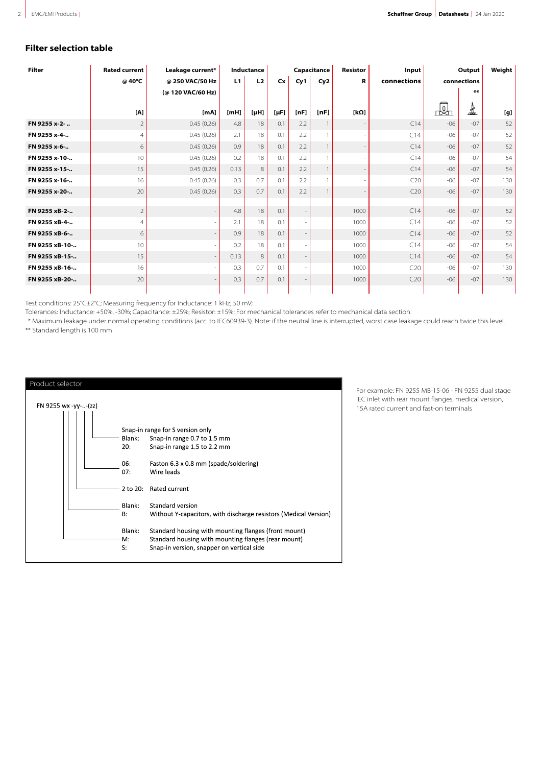## Filter selection table

| Filter | Rated current @ 40°C | Leakage current* @ 250 VAC/50 Hz (@ 120 VAC/60 Hz) | Inductance L1 | Inductance L2 | Capacitance Cx | Capacitance Cy1 | Capacitance Cy2 | Resistor R | Input connections | Output connections | Output connections ** | Weight |
|---|---|---|---|---|---|---|---|---|---|---|---|---|
| | [A] | [mA] | [mH] | [µH] | [µF] | [nF] | [nF] | [kΩ] | | | | [g] |
| FN 9255 x-2- .. | 2 | 0.45 (0.26) | 4.8 | 18 | 0.1 | 2.2 | 1 | - | C14 | -06 | -07 | 52 |
| FN 9255 x-4-.. | 4 | 0.45 (0.26) | 2.1 | 18 | 0.1 | 2.2 | 1 | - | C14 | -06 | -07 | 52 |
| FN 9255 x-6-.. | 6 | 0.45 (0.26) | 0.9 | 18 | 0.1 | 2.2 | 1 | - | C14 | -06 | -07 | 52 |
| FN 9255 x-10-.. | 10 | 0.45 (0.26) | 0.2 | 18 | 0.1 | 2.2 | 1 | - | C14 | -06 | -07 | 54 |
| FN 9255 x-15-.. | 15 | 0.45 (0.26) | 0.13 | 8 | 0.1 | 2.2 | 1 | - | C14 | -06 | -07 | 54 |
| FN 9255 x-16-.. | 16 | 0.45 (0.26) | 0.3 | 0.7 | 0.1 | 2.2 | 1 | - | C20 | -06 | -07 | 130 |
| FN 9255 x-20-.. | 20 | 0.45 (0.26) | 0.3 | 0.7 | 0.1 | 2.2 | 1 | - | C20 | -06 | -07 | 130 |
| FN 9255 xB-2-.. | 2 | - | 4.8 | 18 | 0.1 | - | | 1000 | C14 | -06 | -07 | 52 |
| FN 9255 xB-4-.. | 4 | - | 2.1 | 18 | 0.1 | - | | 1000 | C14 | -06 | -07 | 52 |
| FN 9255 xB-6-.. | 6 | - | 0.9 | 18 | 0.1 | - | | 1000 | C14 | -06 | -07 | 52 |
| FN 9255 xB-10-.. | 10 | - | 0.2 | 18 | 0.1 | - | | 1000 | C14 | -06 | -07 | 54 |
| FN 9255 xB-15-.. | 15 | - | 0.13 | 8 | 0.1 | - | | 1000 | C14 | -06 | -07 | 54 |
| FN 9255 xB-16-.. | 16 | - | 0.3 | 0.7 | 0.1 | - | | 1000 | C20 | -06 | -07 | 130 |
| FN 9255 xB-20-.. | 20 | - | 0.3 | 0.7 | 0.1 | - | | 1000 | C20 | -06 | -07 | 130 |

Test conditions: 25°C±2°C; Measuring frequency for Inductance: 1 kHz; 50 mV;

Tolerances: Inductance: +50%, -30%; Capacitance: ±25%; Resistor: ±15%; For mechanical tolerances refer to mechanical data section.

\* Maximum leakage under normal operating conditions (acc. to IEC60939-3). Note: if the neutral line is interrupted, worst case leakage could reach twice this level.

** Standard length is 100 mm

### Product selector

FN 9255 wx -yy-..-(zz)

- Snap-in range for S version only
  - Blank: Snap-in range 0.7 to 1.5 mm
  - 20: Snap-in range 1.5 to 2.2 mm
- 06: Faston 6.3 x 0.8 mm (spade/soldering)
- 07: Wire leads
- 2 to 20: Rated current
- Blank: Standard version
- B: Without Y-capacitors, with discharge resistors (Medical Version)
- Blank: Standard housing with mounting flanges (front mount)
- M: Standard housing with mounting flanges (rear mount)
- S: Snap-in version, snapper on vertical side

For example: FN 9255 MB-15-06 - FN 9255 dual stage IEC inlet with rear mount flanges, medical version, 15A rated current and fast-on terminals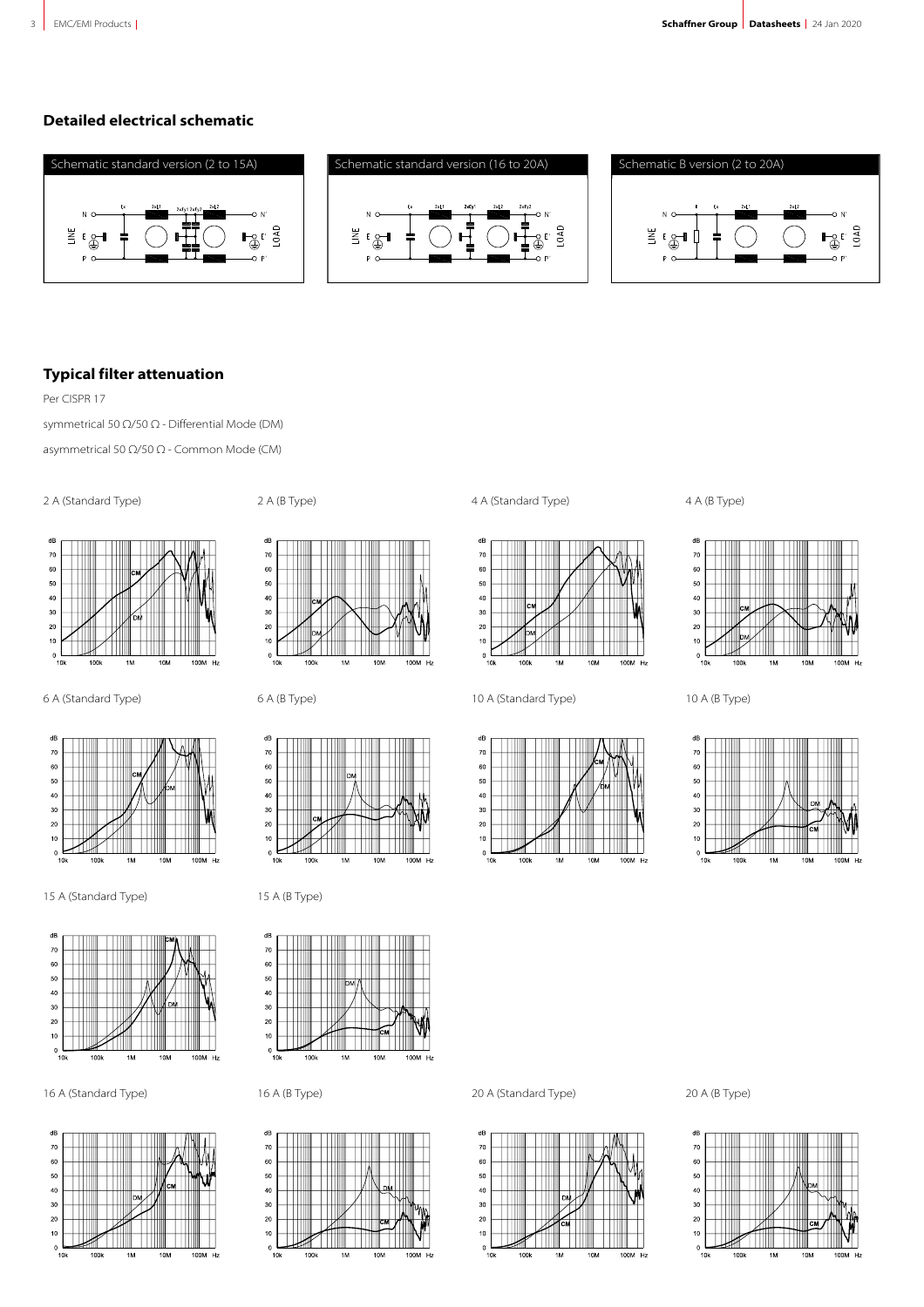## Detailed electrical schematic

Schematic standard version (2 to 15A)

Schematic standard version (16 to 20A)

Schematic B version (2 to 20A)

## Typical filter attenuation

Per CISPR 17

symmetrical 50 Ω/50 Ω - Differential Mode (DM)

asymmetrical 50 Ω/50 Ω - Common Mode (CM)

2 A (Standard Type)

2 A (B Type)

4 A (Standard Type)

4 A (B Type)

6 A (Standard Type)

6 A (B Type)

10 A (Standard Type)

10 A (B Type)

15 A (Standard Type)

15 A (B Type)

16 A (Standard Type)

16 A (B Type)

20 A (Standard Type)

20 A (B Type)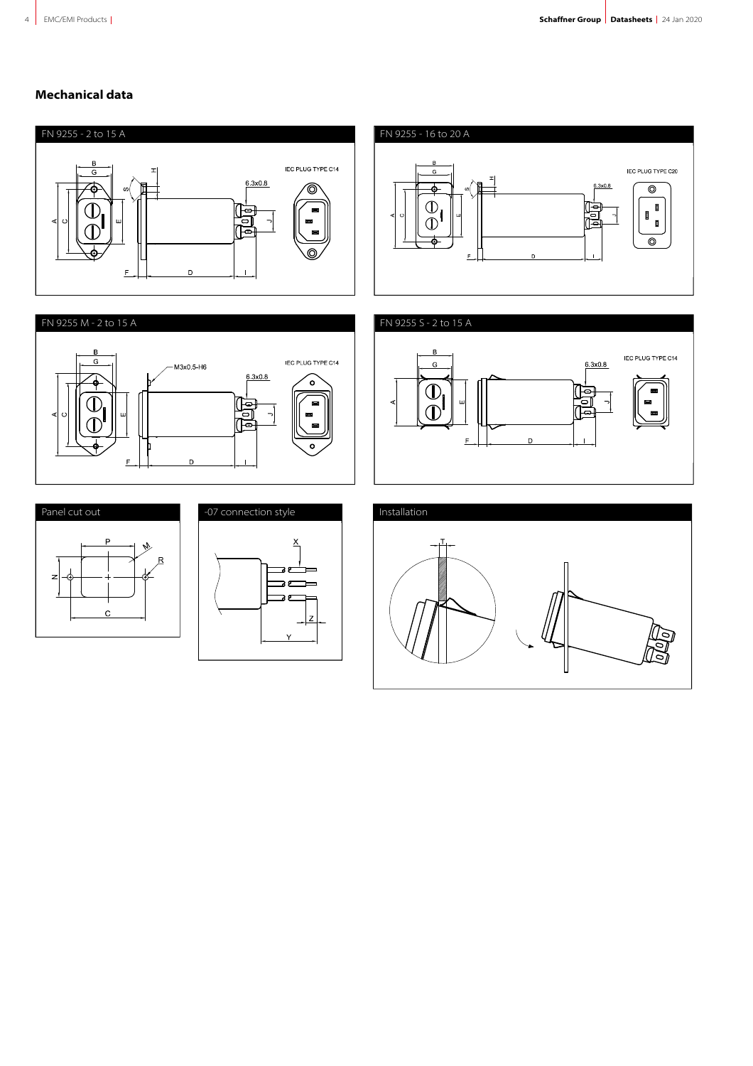## Mechanical data

### FN 9255 - 2 to 15 A

B, G, H, S, A, C, E, 6.3x0.8, J, F, D, I

IEC PLUG TYPE C14

### FN 9255 - 16 to 20 A

B, G, H, S, A, C, E, 6.3x0.8, J, F, D, I

IEC PLUG TYPE C20

### FN 9255 M - 2 to 15 A

B, G, M3x0.5-H6, A, C, E, 6.3x0.8, J, F, D, I

IEC PLUG TYPE C14

### FN 9255 S - 2 to 15 A

B, G, A, E, 6.3x0.8, J, F, D, I

IEC PLUG TYPE C14

### Panel cut out

P, M, R, N, C

### -07 connection style

X, Z, Y

### Installation

T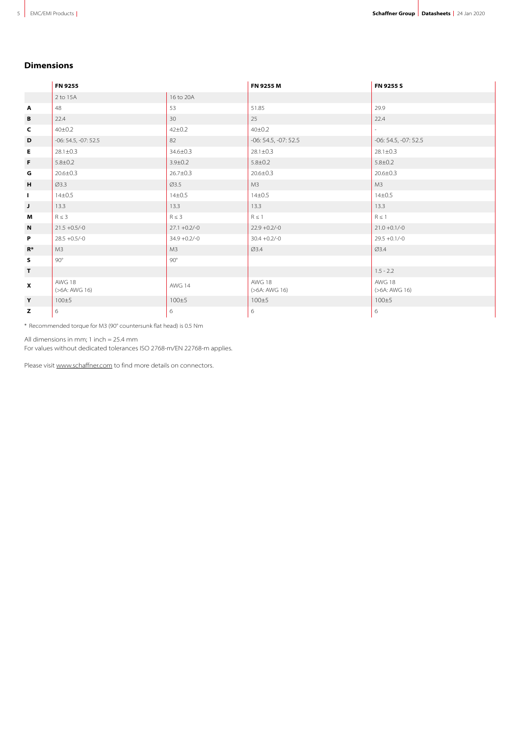## Dimensions

| | FN 9255 | | FN 9255 M | FN 9255 S |
|---|---|---|---|---|
| | 2 to 15A | 16 to 20A | | |
| **A** | 48 | 53 | 51.85 | 29.9 |
| **B** | 22.4 | 30 | 25 | 22.4 |
| **C** | 40±0.2 | 42±0.2 | 40±0.2 | - |
| **D** | -06: 54.5, -07: 52.5 | 82 | -06: 54.5, -07: 52.5 | -06: 54.5, -07: 52.5 |
| **E** | 28.1±0.3 | 34.6±0.3 | 28.1±0.3 | 28.1±0.3 |
| **F** | 5.8±0.2 | 3.9±0.2 | 5.8±0.2 | 5.8±0.2 |
| **G** | 20.6±0.3 | 26.7±0.3 | 20.6±0.3 | 20.6±0.3 |
| **H** | Ø3.3 | Ø3.5 | M3 | M3 |
| **I** | 14±0.5 | 14±0.5 | 14±0.5 | 14±0.5 |
| **J** | 13.3 | 13.3 | 13.3 | 13.3 |
| **M** | R ≤ 3 | R ≤ 3 | R ≤ 1 | R ≤ 1 |
| **N** | 21.5 +0.5/-0 | 27.1 +0.2/-0 | 22.9 +0.2/-0 | 21.0 +0.1/-0 |
| **P** | 28.5 +0.5/-0 | 34.9 +0.2/-0 | 30.4 +0.2/-0 | 29.5 +0.1/-0 |
| **R*** | M3 | M3 | Ø3.4 | Ø3.4 |
| **S** | 90° | 90° | | |
| **T** | | | | 1.5 - 2.2 |
| **X** | AWG 18 (>6A: AWG 16) | AWG 14 | AWG 18 (>6A: AWG 16) | AWG 18 (>6A: AWG 16) |
| **Y** | 100±5 | 100±5 | 100±5 | 100±5 |
| **Z** | 6 | 6 | 6 | 6 |

\* Recommended torque for M3 (90° countersunk flat head) is 0.5 Nm

All dimensions in mm; 1 inch = 25.4 mm
For values without dedicated tolerances ISO 2768-m/EN 22768-m applies.

Please visit www.schaffner.com to find more details on connectors.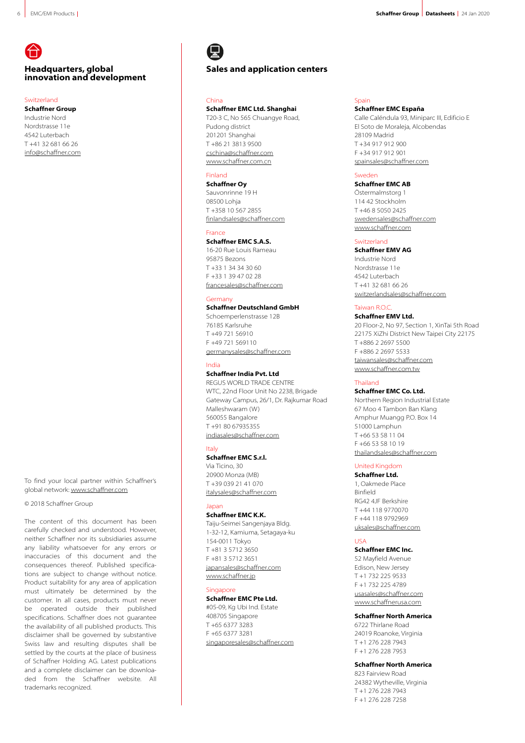## Headquarters, global innovation and development

Switzerland
**Schaffner Group**
Industrie Nord
Nordstrasse 11e
4542 Luterbach
T +41 32 681 66 26
info@schaffner.com

To find your local partner within Schaffner's global network: www.schaffner.com

© 2018 Schaffner Group

The content of this document has been carefully checked and understood. However, neither Schaffner nor its subsidiaries assume any liability whatsoever for any errors or inaccuracies of this document and the consequences thereof. Published specifications are subject to change without notice. Product suitability for any area of application must ultimately be determined by the customer. In all cases, products must never be operated outside their published specifications. Schaffner does not guarantee the availability of all published products. This disclaimer shall be governed by substantive Swiss law and resulting disputes shall be settled by the courts at the place of business of Schaffner Holding AG. Latest publications and a complete disclaimer can be downloaded from the Schaffner website. All trademarks recognized.

## Sales and application centers

China
**Schaffner EMC Ltd. Shanghai**
T20-3 C, No 565 Chuangye Road,
Pudong district
201201 Shanghai
T +86 21 3813 9500
cschina@schaffner.com
www.schaffner.com.cn

Finland
**Schaffner Oy**
Sauvonrinne 19 H
08500 Lohja
T +358 10 567 2855
finlandsales@schaffner.com

France
**Schaffner EMC S.A.S.**
16-20 Rue Louis Rameau
95875 Bezons
T +33 1 34 34 30 60
F +33 1 39 47 02 28
francesales@schaffner.com

Germany
**Schaffner Deutschland GmbH**
Schoemperlenstrasse 12B
76185 Karlsruhe
T +49 721 56910
F +49 721 569110
germanysales@schaffner.com

India
**Schaffner India Pvt. Ltd**
REGUS WORLD TRADE CENTRE
WTC, 22nd Floor Unit No 2238, Brigade
Gateway Campus, 26/1, Dr. Rajkumar Road
Malleshwaram (W)
560055 Bangalore
T +91 80 67935355
indiasales@schaffner.com

Italy
**Schaffner EMC S.r.l.**
Via Ticino, 30
20900 Monza (MB)
T +39 039 21 41 070
italysales@schaffner.com

Japan
**Schaffner EMC K.K.**
Taiju-Seimei Sangenjaya Bldg.
1-32-12, Kamiuma, Setagaya-ku
154-0011 Tokyo
T +81 3 5712 3650
F +81 3 5712 3651
japansales@schaffner.com
www.schaffner.jp

Singapore
**Schaffner EMC Pte Ltd.**
#05-09, Kg Ubi Ind. Estate
408705 Singapore
T +65 6377 3283
F +65 6377 3281
singaporesales@schaffner.com

Spain
**Schaffner EMC España**
Calle Caléndula 93, Miniparc III, Edificio E
El Soto de Moraleja, Alcobendas
28109 Madrid
T +34 917 912 900
F +34 917 912 901
spainsales@schaffner.com

Sweden
**Schaffner EMC AB**
Östermalmstorg 1
114 42 Stockholm
T +46 8 5050 2425
swedensales@schaffner.com
www.schaffner.com

Switzerland
**Schaffner EMV AG**
Industrie Nord
Nordstrasse 11e
4542 Luterbach
T +41 32 681 66 26
switzerlandsales@schaffner.com

Taiwan R.O.C.
**Schaffner EMV Ltd.**
20 Floor-2, No 97, Section 1, XinTai 5th Road
22175 XiZhi District New Taipei City 22175
T +886 2 2697 5500
F +886 2 2697 5533
taiwansales@schaffner.com
www.schaffner.com.tw

Thailand
**Schaffner EMC Co. Ltd.**
Northern Region Industrial Estate
67 Moo 4 Tambon Ban Klang
Amphur Muangg P.O. Box 14
51000 Lamphun
T +66 53 58 11 04
F +66 53 58 10 19
thailandsales@schaffner.com

United Kingdom
**Schaffner Ltd.**
1, Oakmede Place
Binfield
RG42 4JF Berkshire
T +44 118 9770070
F +44 118 9792969
uksales@schaffner.com

USA
**Schaffner EMC Inc.**
52 Mayfield Avenue
Edison, New Jersey
T +1 732 225 9533
F +1 732 225 4789
usasales@schaffner.com
www.schaffnerusa.com

**Schaffner North America**
6722 Thirlane Road
24019 Roanoke, Virginia
T +1 276 228 7943
F +1 276 228 7953

**Schaffner North America**
823 Fairview Road
24382 Wytheville, Virginia
T +1 276 228 7943
F +1 276 228 7258